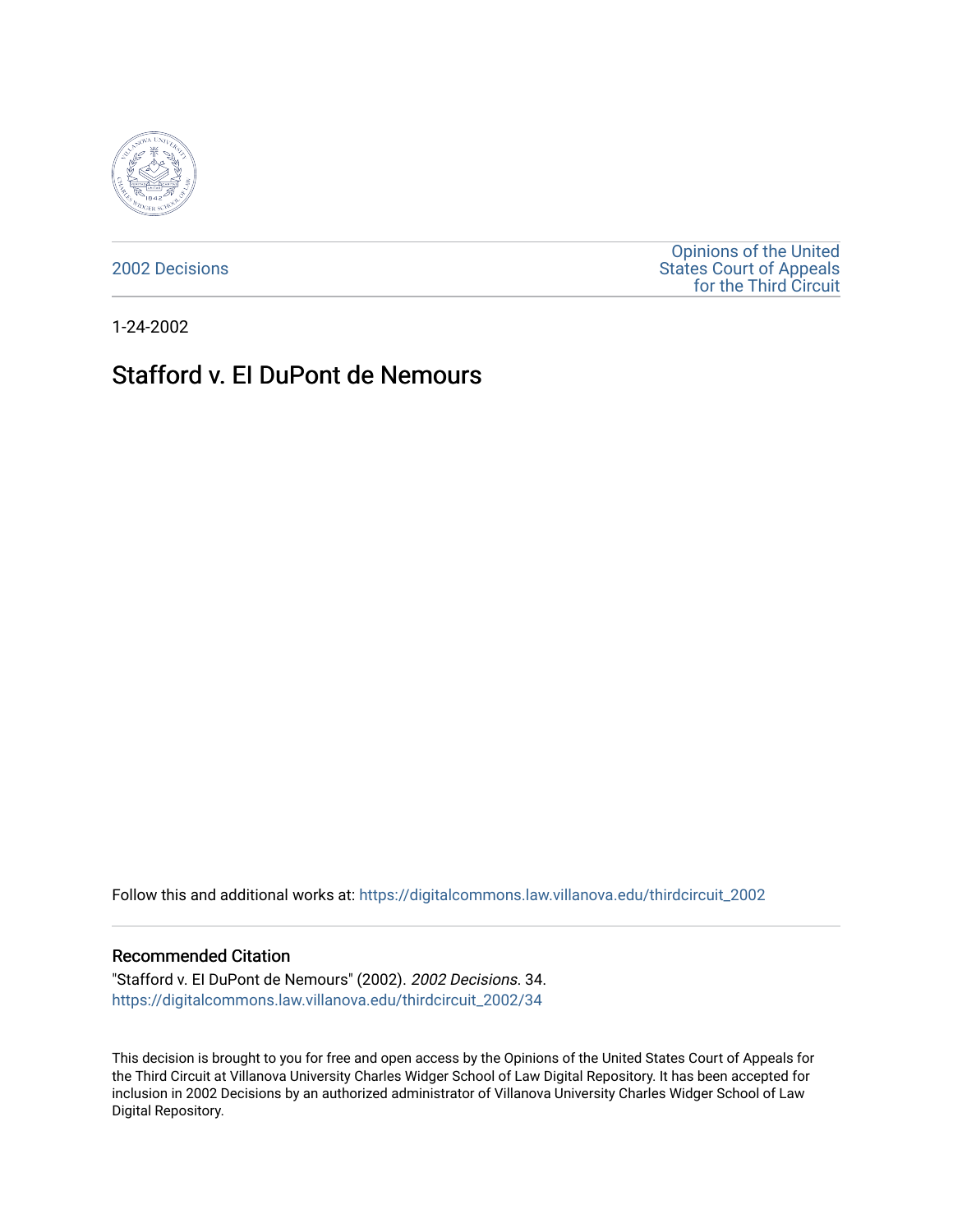2002 Decisions

Opinions of the United States Court of Appeals for the Third Circuit

1-24-2002

# Stafford v. EI DuPont de Nemours

Follow this and additional works at: https://digitalcommons.law.villanova.edu/thirdcircuit_2002

## Recommended Citation

"Stafford v. EI DuPont de Nemours" (2002). *2002 Decisions*. 34.
https://digitalcommons.law.villanova.edu/thirdcircuit_2002/34

This decision is brought to you for free and open access by the Opinions of the United States Court of Appeals for the Third Circuit at Villanova University Charles Widger School of Law Digital Repository. It has been accepted for inclusion in 2002 Decisions by an authorized administrator of Villanova University Charles Widger School of Law Digital Repository.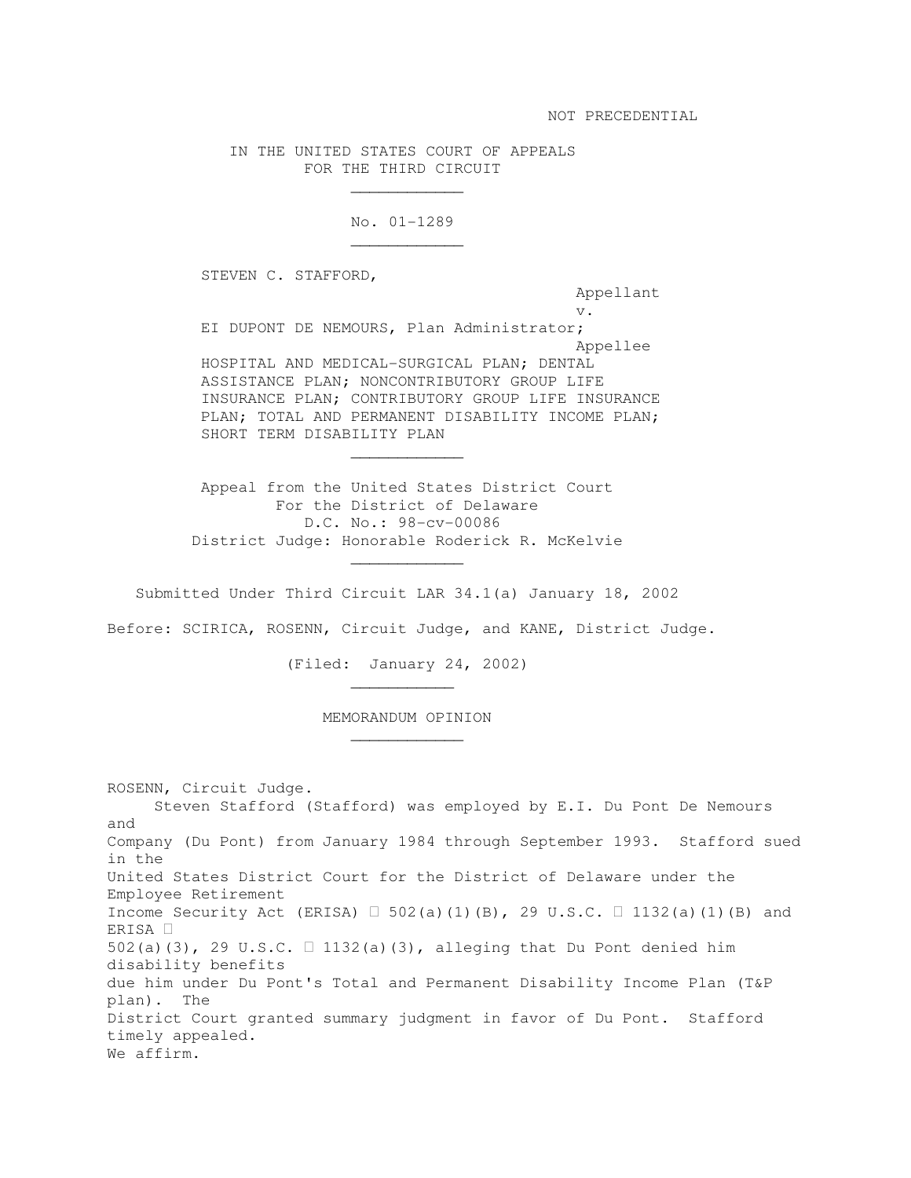NOT PRECEDENTIAL

IN THE UNITED STATES COURT OF APPEALS
FOR THE THIRD CIRCUIT

---

No. 01-1289

---

STEVEN C. STAFFORD,
Appellant

v.

EI DUPONT DE NEMOURS, Plan Administrator;
Appellee

HOSPITAL AND MEDICAL-SURGICAL PLAN; DENTAL ASSISTANCE PLAN; NONCONTRIBUTORY GROUP LIFE INSURANCE PLAN; CONTRIBUTORY GROUP LIFE INSURANCE PLAN; TOTAL AND PERMANENT DISABILITY INCOME PLAN; SHORT TERM DISABILITY PLAN

---

Appeal from the United States District Court
For the District of Delaware
D.C. No.: 98-cv-00086
District Judge: Honorable Roderick R. McKelvie

---

Submitted Under Third Circuit LAR 34.1(a) January 18, 2002

Before: SCIRICA, ROSENN, Circuit Judge, and KANE, District Judge.

(Filed: January 24, 2002)

---

MEMORANDUM OPINION

---

ROSENN, Circuit Judge.

Steven Stafford (Stafford) was employed by E.I. Du Pont De Nemours and Company (Du Pont) from January 1984 through September 1993. Stafford sued in the United States District Court for the District of Delaware under the Employee Retirement Income Security Act (ERISA) § 502(a)(1)(B), 29 U.S.C. § 1132(a)(1)(B) and ERISA § 502(a)(3), 29 U.S.C. § 1132(a)(3), alleging that Du Pont denied him disability benefits due him under Du Pont's Total and Permanent Disability Income Plan (T&P plan). The District Court granted summary judgment in favor of Du Pont. Stafford timely appealed. We affirm.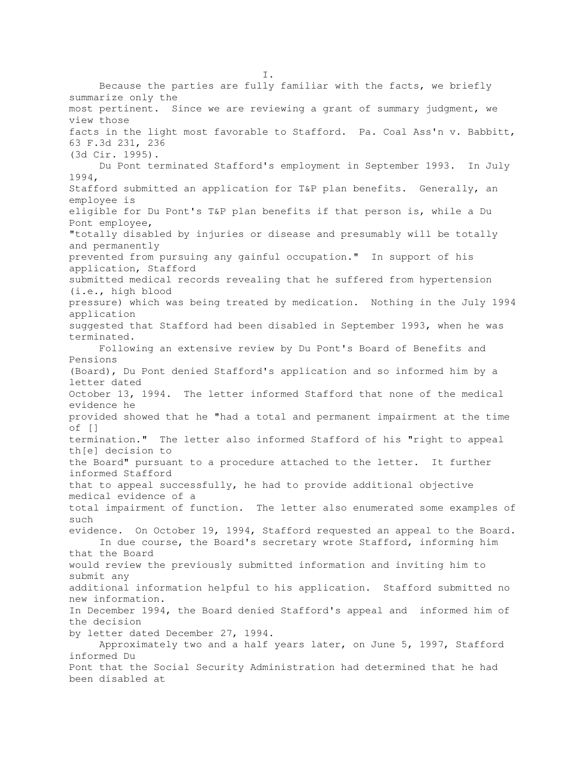I.

Because the parties are fully familiar with the facts, we briefly summarize only the most pertinent. Since we are reviewing a grant of summary judgment, we view those facts in the light most favorable to Stafford. Pa. Coal Ass'n v. Babbitt, 63 F.3d 231, 236 (3d Cir. 1995).

Du Pont terminated Stafford's employment in September 1993. In July 1994, Stafford submitted an application for T&P plan benefits. Generally, an employee is eligible for Du Pont's T&P plan benefits if that person is, while a Du Pont employee, "totally disabled by injuries or disease and presumably will be totally and permanently prevented from pursuing any gainful occupation." In support of his application, Stafford submitted medical records revealing that he suffered from hypertension (i.e., high blood pressure) which was being treated by medication. Nothing in the July 1994 application suggested that Stafford had been disabled in September 1993, when he was terminated.

Following an extensive review by Du Pont's Board of Benefits and Pensions (Board), Du Pont denied Stafford's application and so informed him by a letter dated October 13, 1994. The letter informed Stafford that none of the medical evidence he provided showed that he "had a total and permanent impairment at the time of [] termination." The letter also informed Stafford of his "right to appeal th[e] decision to the Board" pursuant to a procedure attached to the letter. It further informed Stafford that to appeal successfully, he had to provide additional objective medical evidence of a total impairment of function. The letter also enumerated some examples of such evidence. On October 19, 1994, Stafford requested an appeal to the Board.

In due course, the Board's secretary wrote Stafford, informing him that the Board would review the previously submitted information and inviting him to submit any additional information helpful to his application. Stafford submitted no new information. In December 1994, the Board denied Stafford's appeal and informed him of the decision by letter dated December 27, 1994.

Approximately two and a half years later, on June 5, 1997, Stafford informed Du Pont that the Social Security Administration had determined that he had been disabled at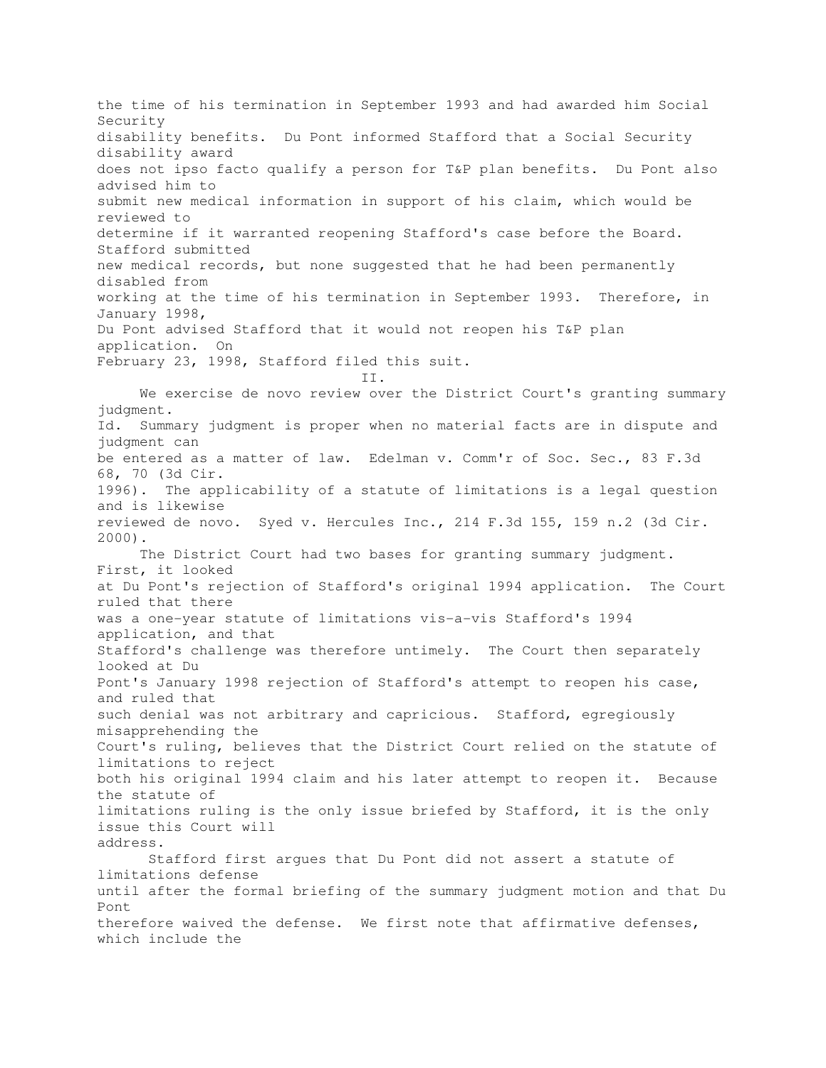the time of his termination in September 1993 and had awarded him Social Security disability benefits. Du Pont informed Stafford that a Social Security disability award does not ipso facto qualify a person for T&P plan benefits. Du Pont also advised him to submit new medical information in support of his claim, which would be reviewed to determine if it warranted reopening Stafford's case before the Board. Stafford submitted new medical records, but none suggested that he had been permanently disabled from working at the time of his termination in September 1993. Therefore, in January 1998, Du Pont advised Stafford that it would not reopen his T&P plan application. On February 23, 1998, Stafford filed this suit.

## II.

We exercise de novo review over the District Court's granting summary judgment. Id. Summary judgment is proper when no material facts are in dispute and judgment can be entered as a matter of law. Edelman v. Comm'r of Soc. Sec., 83 F.3d 68, 70 (3d Cir. 1996). The applicability of a statute of limitations is a legal question and is likewise reviewed de novo. Syed v. Hercules Inc., 214 F.3d 155, 159 n.2 (3d Cir. 2000).

The District Court had two bases for granting summary judgment. First, it looked at Du Pont's rejection of Stafford's original 1994 application. The Court ruled that there was a one-year statute of limitations vis-a-vis Stafford's 1994 application, and that Stafford's challenge was therefore untimely. The Court then separately looked at Du Pont's January 1998 rejection of Stafford's attempt to reopen his case, and ruled that such denial was not arbitrary and capricious. Stafford, egregiously misapprehending the Court's ruling, believes that the District Court relied on the statute of limitations to reject both his original 1994 claim and his later attempt to reopen it. Because the statute of limitations ruling is the only issue briefed by Stafford, it is the only issue this Court will address.

Stafford first argues that Du Pont did not assert a statute of limitations defense until after the formal briefing of the summary judgment motion and that Du Pont therefore waived the defense. We first note that affirmative defenses, which include the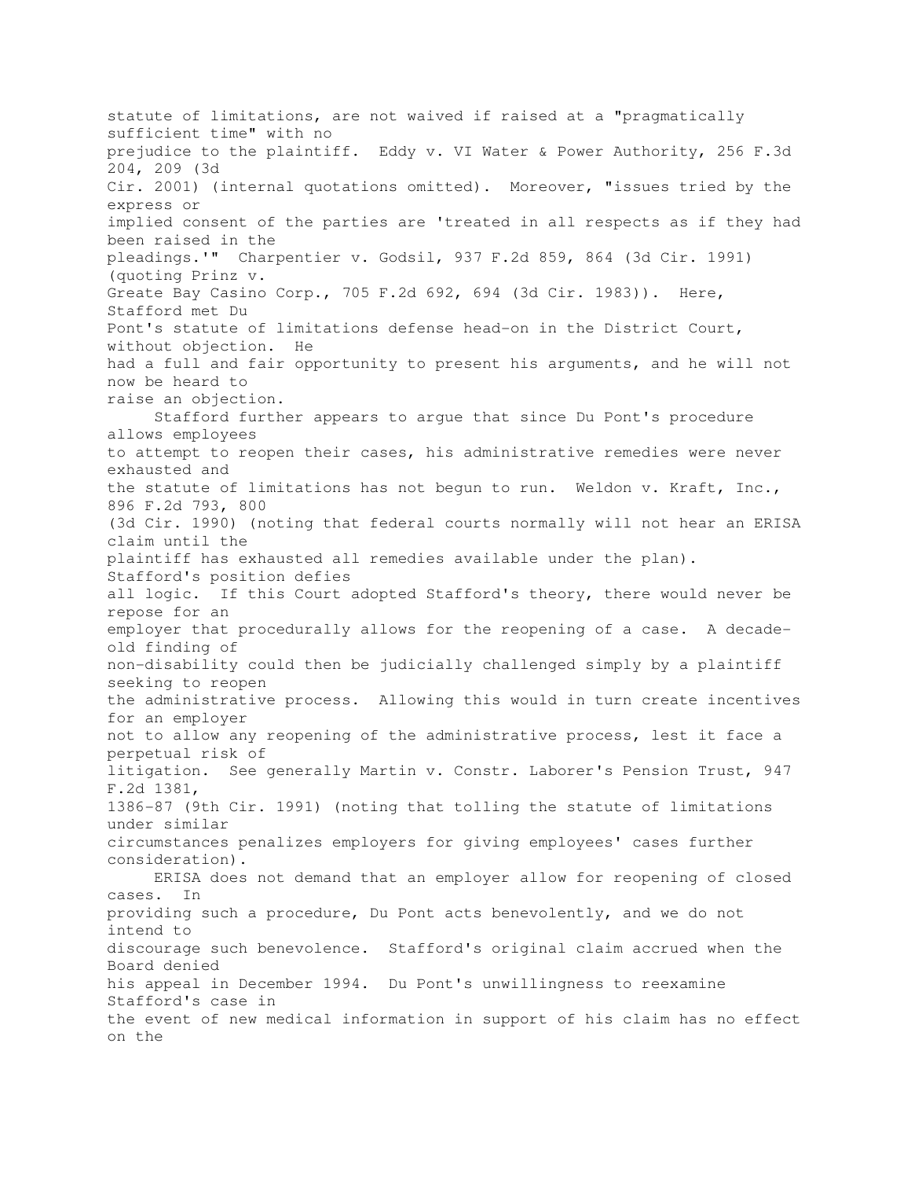statute of limitations, are not waived if raised at a "pragmatically sufficient time" with no prejudice to the plaintiff. Eddy v. VI Water & Power Authority, 256 F.3d 204, 209 (3d Cir. 2001) (internal quotations omitted). Moreover, "issues tried by the express or implied consent of the parties are 'treated in all respects as if they had been raised in the pleadings.'" Charpentier v. Godsil, 937 F.2d 859, 864 (3d Cir. 1991) (quoting Prinz v. Greate Bay Casino Corp., 705 F.2d 692, 694 (3d Cir. 1983)). Here, Stafford met Du Pont's statute of limitations defense head-on in the District Court, without objection. He had a full and fair opportunity to present his arguments, and he will not now be heard to raise an objection.

Stafford further appears to argue that since Du Pont's procedure allows employees to attempt to reopen their cases, his administrative remedies were never exhausted and the statute of limitations has not begun to run. Weldon v. Kraft, Inc., 896 F.2d 793, 800 (3d Cir. 1990) (noting that federal courts normally will not hear an ERISA claim until the plaintiff has exhausted all remedies available under the plan). Stafford's position defies all logic. If this Court adopted Stafford's theory, there would never be repose for an employer that procedurally allows for the reopening of a case. A decade-old finding of non-disability could then be judicially challenged simply by a plaintiff seeking to reopen the administrative process. Allowing this would in turn create incentives for an employer not to allow any reopening of the administrative process, lest it face a perpetual risk of litigation. See generally Martin v. Constr. Laborer's Pension Trust, 947 F.2d 1381, 1386-87 (9th Cir. 1991) (noting that tolling the statute of limitations under similar circumstances penalizes employers for giving employees' cases further consideration).

ERISA does not demand that an employer allow for reopening of closed cases. In providing such a procedure, Du Pont acts benevolently, and we do not intend to discourage such benevolence. Stafford's original claim accrued when the Board denied his appeal in December 1994. Du Pont's unwillingness to reexamine Stafford's case in the event of new medical information in support of his claim has no effect on the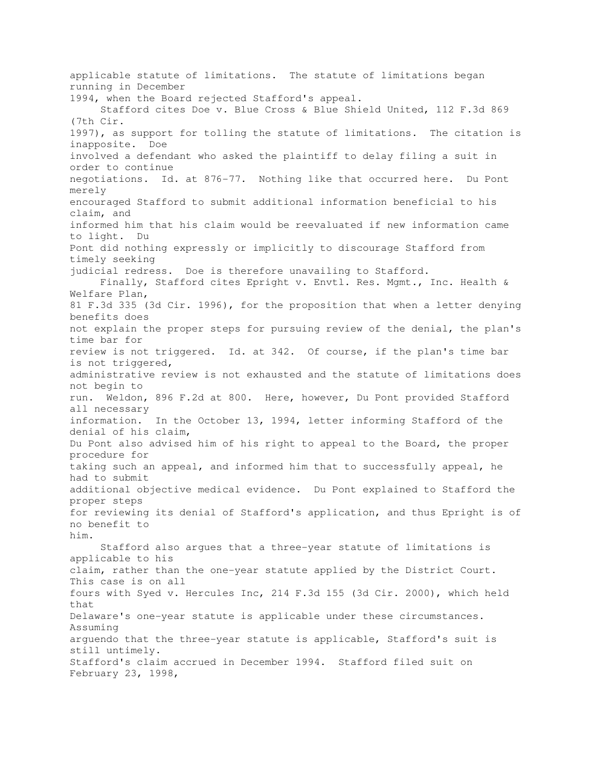applicable statute of limitations. The statute of limitations began running in December 1994, when the Board rejected Stafford's appeal.

Stafford cites Doe v. Blue Cross & Blue Shield United, 112 F.3d 869 (7th Cir. 1997), as support for tolling the statute of limitations. The citation is inapposite. Doe involved a defendant who asked the plaintiff to delay filing a suit in order to continue negotiations. Id. at 876-77. Nothing like that occurred here. Du Pont merely encouraged Stafford to submit additional information beneficial to his claim, and informed him that his claim would be reevaluated if new information came to light. Du Pont did nothing expressly or implicitly to discourage Stafford from timely seeking judicial redress. Doe is therefore unavailing to Stafford.

Finally, Stafford cites Epright v. Envtl. Res. Mgmt., Inc. Health & Welfare Plan, 81 F.3d 335 (3d Cir. 1996), for the proposition that when a letter denying benefits does not explain the proper steps for pursuing review of the denial, the plan's time bar for review is not triggered. Id. at 342. Of course, if the plan's time bar is not triggered, administrative review is not exhausted and the statute of limitations does not begin to run. Weldon, 896 F.2d at 800. Here, however, Du Pont provided Stafford all necessary information. In the October 13, 1994, letter informing Stafford of the denial of his claim, Du Pont also advised him of his right to appeal to the Board, the proper procedure for taking such an appeal, and informed him that to successfully appeal, he had to submit additional objective medical evidence. Du Pont explained to Stafford the proper steps for reviewing its denial of Stafford's application, and thus Epright is of no benefit to him.

Stafford also argues that a three-year statute of limitations is applicable to his claim, rather than the one-year statute applied by the District Court. This case is on all fours with Syed v. Hercules Inc, 214 F.3d 155 (3d Cir. 2000), which held that Delaware's one-year statute is applicable under these circumstances. Assuming arguendo that the three-year statute is applicable, Stafford's suit is still untimely. Stafford's claim accrued in December 1994. Stafford filed suit on February 23, 1998,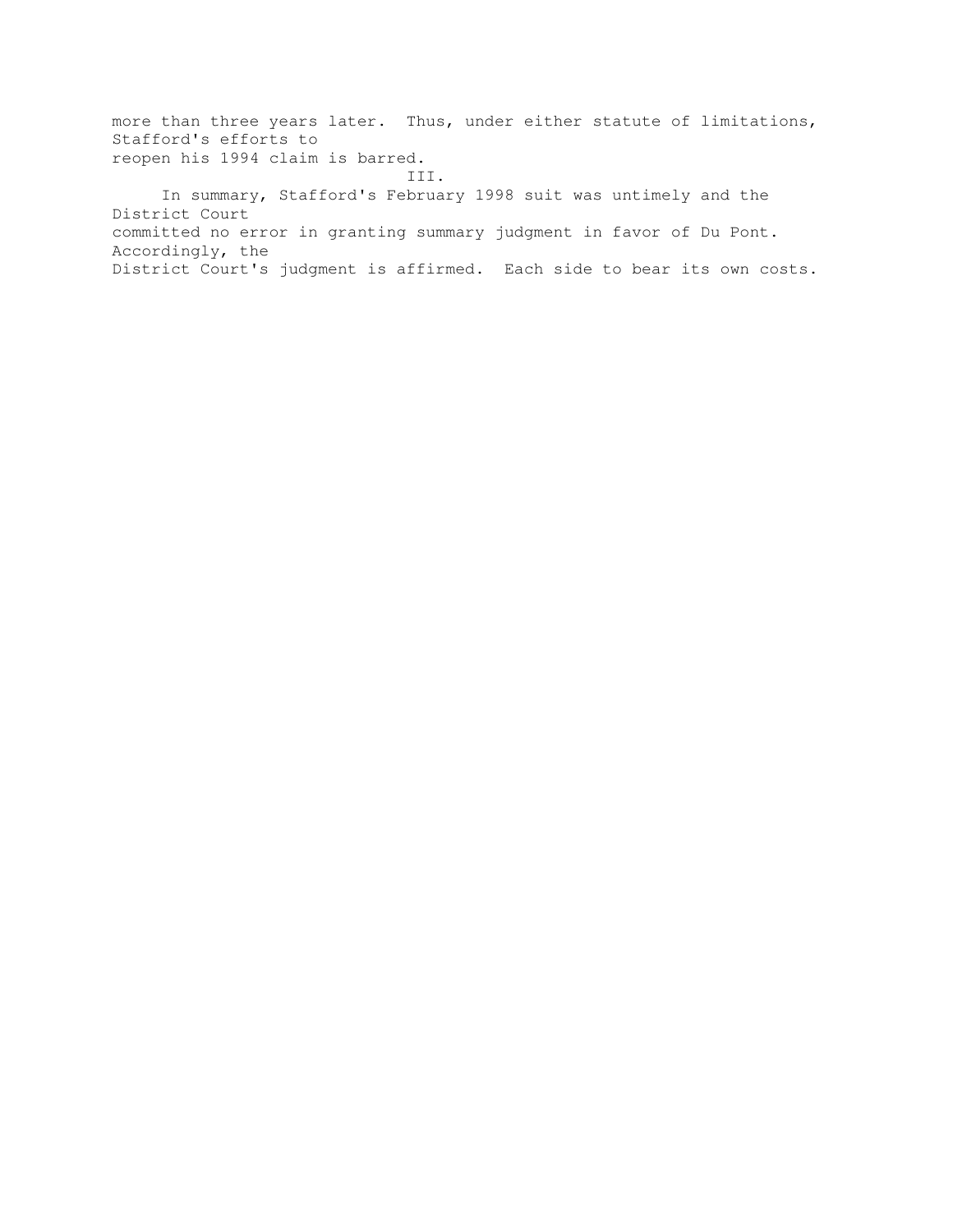more than three years later. Thus, under either statute of limitations, Stafford's efforts to reopen his 1994 claim is barred.

## III.

In summary, Stafford's February 1998 suit was untimely and the District Court committed no error in granting summary judgment in favor of Du Pont. Accordingly, the District Court's judgment is affirmed. Each side to bear its own costs.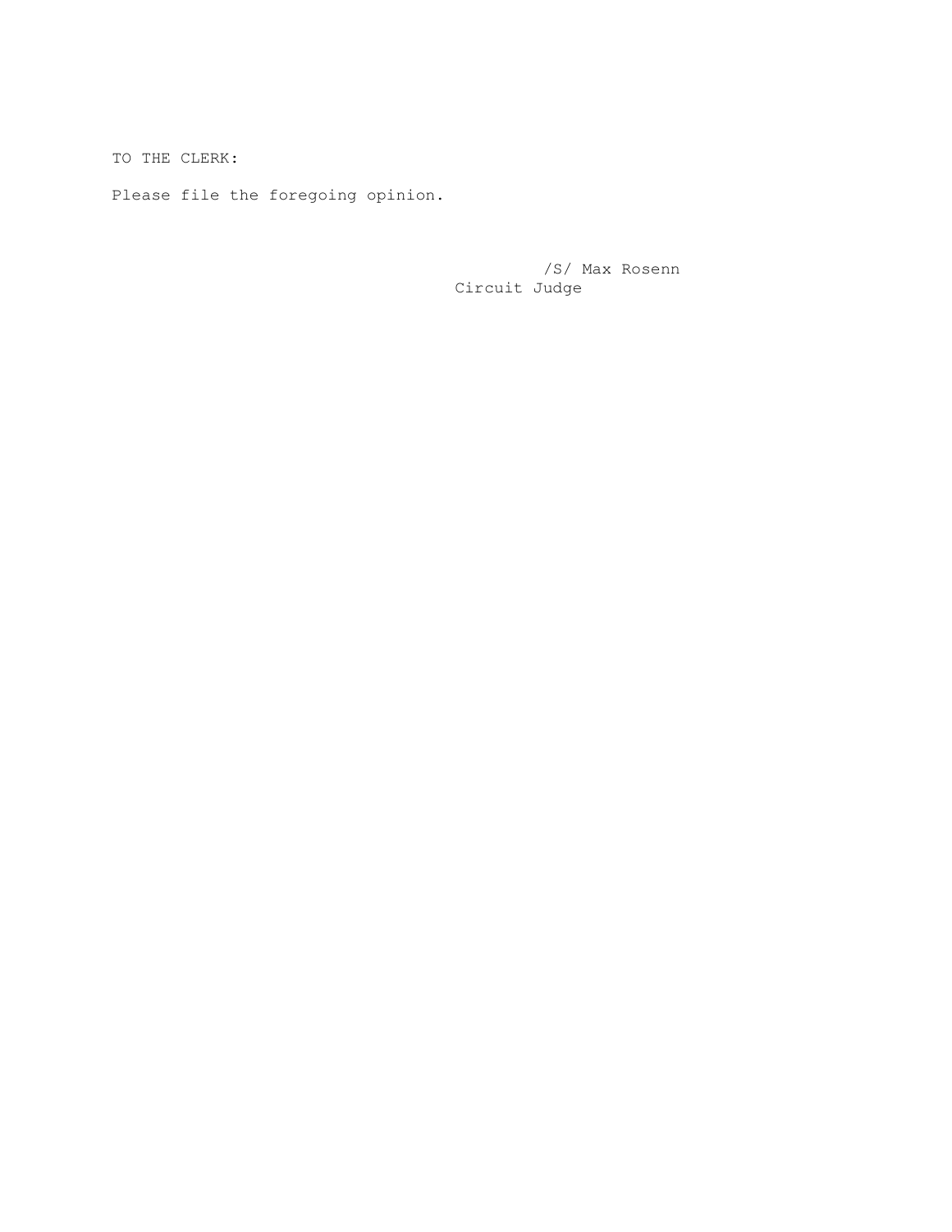TO THE CLERK:

Please file the foregoing opinion.

/S/ Max Rosenn
Circuit Judge